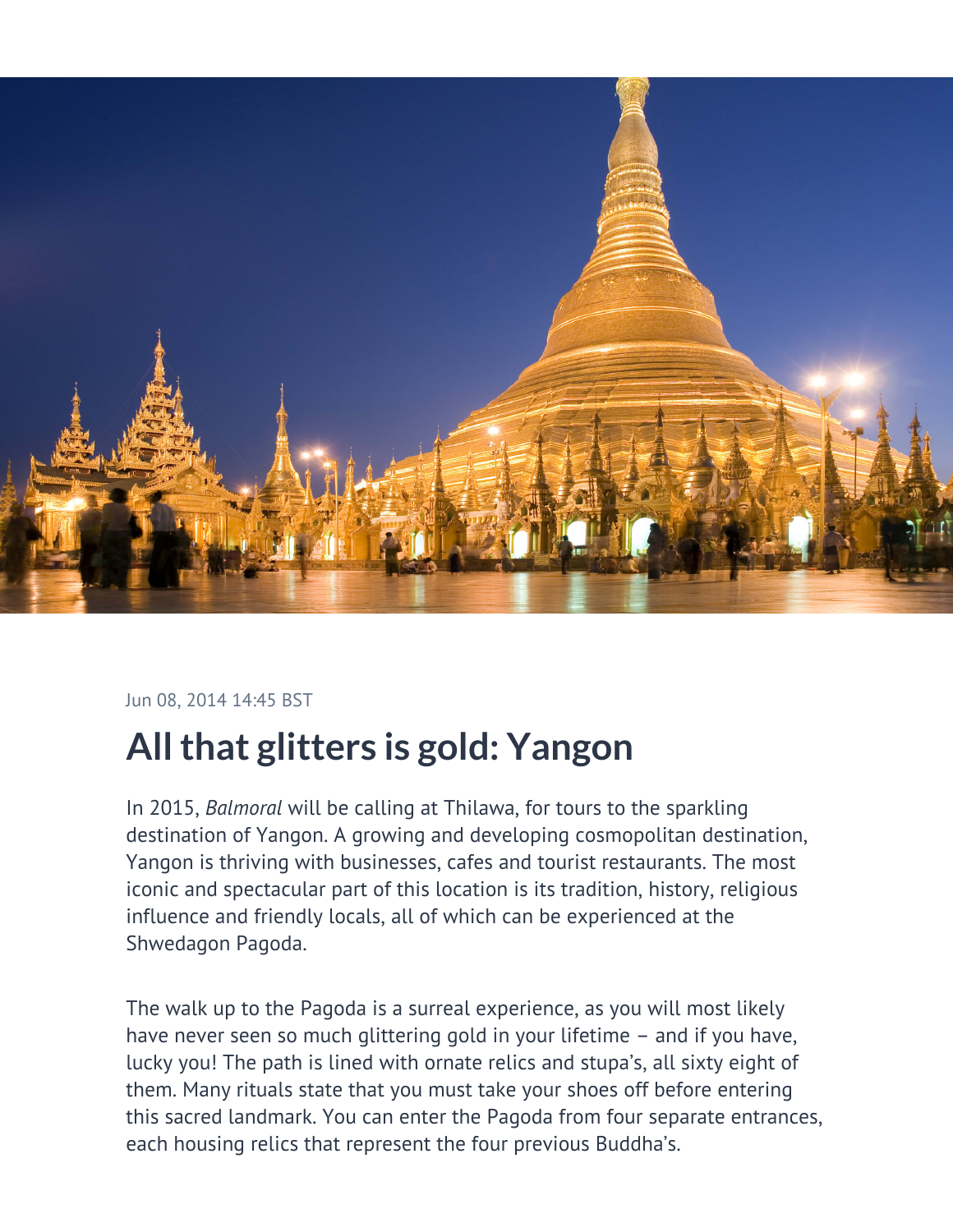Jun 08, 2014 14:45 BST

# All that glitters is gold: Yangon

In 2015, *Balmoral* will be calling at Thilawa, for tours to the sparkling destination of Yangon. A growing and developing cosmopolitan destination, Yangon is thriving with businesses, cafes and tourist restaurants. The most iconic and spectacular part of this location is its tradition, history, religious influence and friendly locals, all of which can be experienced at the Shwedagon Pagoda.

The walk up to the Pagoda is a surreal experience, as you will most likely have never seen so much glittering gold in your lifetime – and if you have, lucky you! The path is lined with ornate relics and stupa's, all sixty eight of them. Many rituals state that you must take your shoes off before entering this sacred landmark. You can enter the Pagoda from four separate entrances, each housing relics that represent the four previous Buddha's.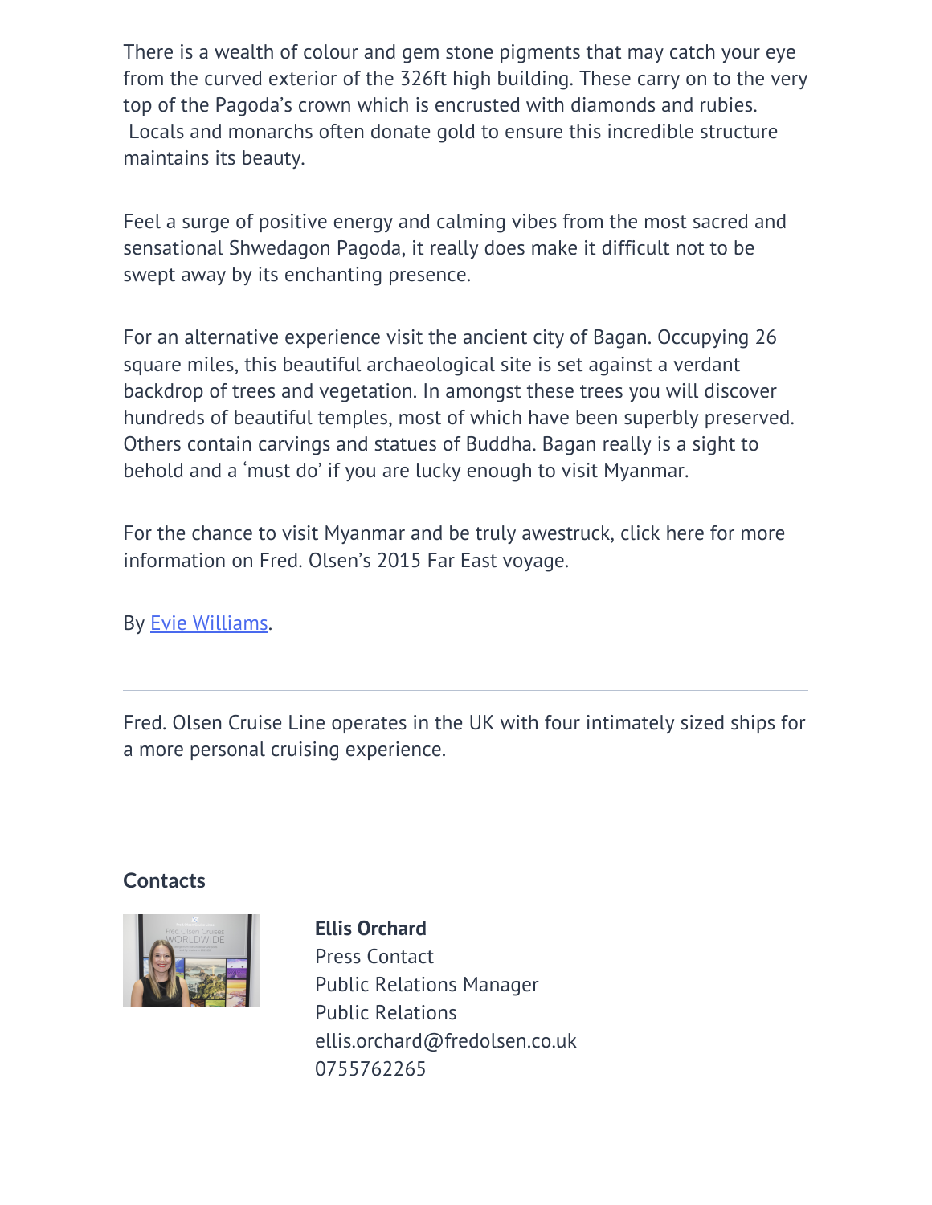There is a wealth of colour and gem stone pigments that may catch your eye from the curved exterior of the 326ft high building. These carry on to the very top of the Pagoda's crown which is encrusted with diamonds and rubies. Locals and monarchs often donate gold to ensure this incredible structure maintains its beauty.

Feel a surge of positive energy and calming vibes from the most sacred and sensational Shwedagon Pagoda, it really does make it difficult not to be swept away by its enchanting presence.

For an alternative experience visit the ancient city of Bagan. Occupying 26 square miles, this beautiful archaeological site is set against a verdant backdrop of trees and vegetation. In amongst these trees you will discover hundreds of beautiful temples, most of which have been superbly preserved. Others contain carvings and statues of Buddha. Bagan really is a sight to behold and a 'must do' if you are lucky enough to visit Myanmar.

For the chance to visit Myanmar and be truly awestruck, click here for more information on Fred. Olsen's 2015 Far East voyage.

By Evie Williams.

---

Fred. Olsen Cruise Line operates in the UK with four intimately sized ships for a more personal cruising experience.

### Contacts

**Ellis Orchard**
Press Contact
Public Relations Manager
Public Relations
ellis.orchard@fredolsen.co.uk
0755762265